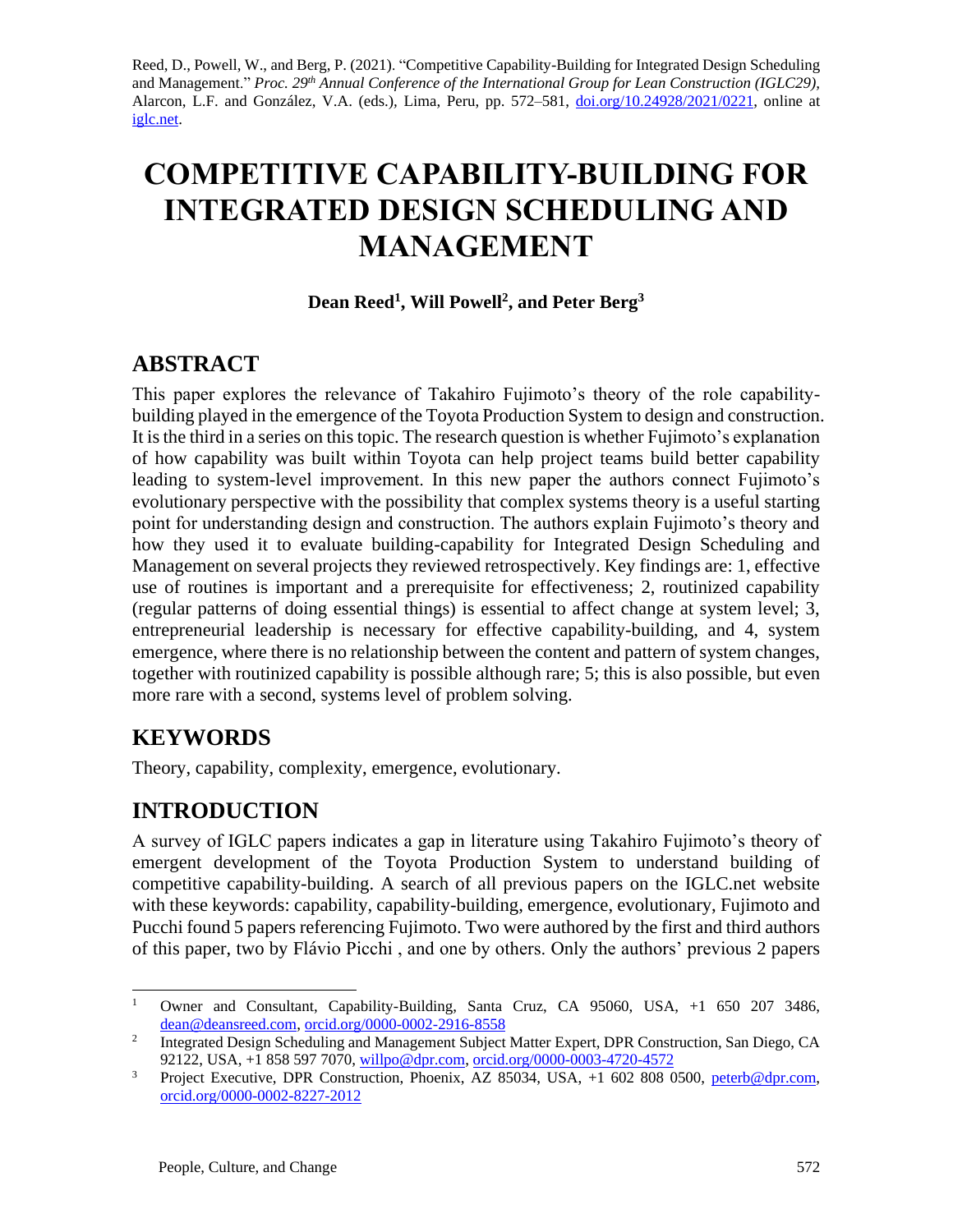Reed, D., Powell, W., and Berg, P. (2021). "Competitive Capability-Building for Integrated Design Scheduling and Management." *Proc. 29th Annual Conference of the International Group for Lean Construction (IGLC29),* Alarcon, L.F. and González, V.A. (eds.), Lima, Peru, pp. 572–581, doi.org/10.24928/2021/0221, online at iglc.net.

# COMPETITIVE CAPABILITY-BUILDING FOR INTEGRATED DESIGN SCHEDULING AND MANAGEMENT

**Dean Reed[1], Will Powell[2], and Peter Berg[3]**

## ABSTRACT

This paper explores the relevance of Takahiro Fujimoto's theory of the role capability-building played in the emergence of the Toyota Production System to design and construction. It is the third in a series on this topic. The research question is whether Fujimoto's explanation of how capability was built within Toyota can help project teams build better capability leading to system-level improvement. In this new paper the authors connect Fujimoto's evolutionary perspective with the possibility that complex systems theory is a useful starting point for understanding design and construction. The authors explain Fujimoto's theory and how they used it to evaluate building-capability for Integrated Design Scheduling and Management on several projects they reviewed retrospectively. Key findings are: 1, effective use of routines is important and a prerequisite for effectiveness; 2, routinized capability (regular patterns of doing essential things) is essential to affect change at system level; 3, entrepreneurial leadership is necessary for effective capability-building, and 4, system emergence, where there is no relationship between the content and pattern of system changes, together with routinized capability is possible although rare; 5; this is also possible, but even more rare with a second, systems level of problem solving.

## KEYWORDS

Theory, capability, complexity, emergence, evolutionary.

## INTRODUCTION

A survey of IGLC papers indicates a gap in literature using Takahiro Fujimoto's theory of emergent development of the Toyota Production System to understand building of competitive capability-building. A search of all previous papers on the IGLC.net website with these keywords: capability, capability-building, emergence, evolutionary, Fujimoto and Pucchi found 5 papers referencing Fujimoto. Two were authored by the first and third authors of this paper, two by Flávio Picchi , and one by others. Only the authors' previous 2 papers

---

[1] Owner and Consultant, Capability-Building, Santa Cruz, CA 95060, USA, +1 650 207 3486, dean@deansreed.com, orcid.org/0000-0002-2916-8558

[2] Integrated Design Scheduling and Management Subject Matter Expert, DPR Construction, San Diego, CA 92122, USA, +1 858 597 7070, willpo@dpr.com, orcid.org/0000-0003-4720-4572

[3] Project Executive, DPR Construction, Phoenix, AZ 85034, USA, +1 602 808 0500, peterb@dpr.com, orcid.org/0000-0002-8227-2012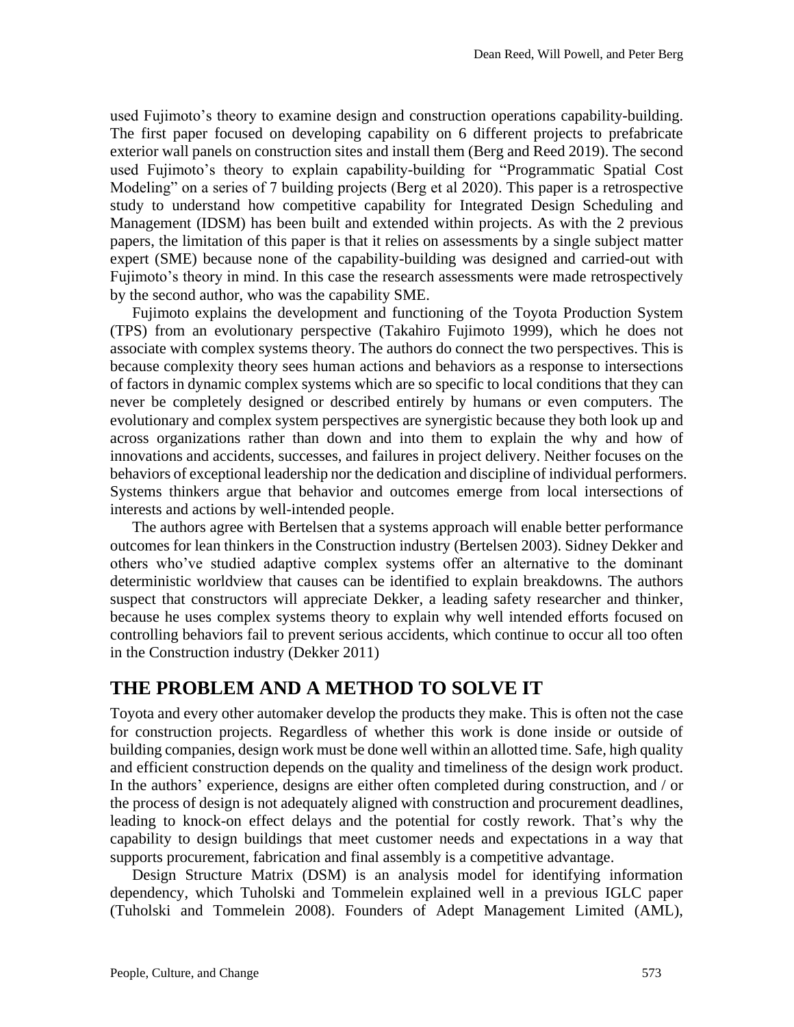used Fujimoto's theory to examine design and construction operations capability-building. The first paper focused on developing capability on 6 different projects to prefabricate exterior wall panels on construction sites and install them (Berg and Reed 2019). The second used Fujimoto's theory to explain capability-building for "Programmatic Spatial Cost Modeling" on a series of 7 building projects (Berg et al 2020). This paper is a retrospective study to understand how competitive capability for Integrated Design Scheduling and Management (IDSM) has been built and extended within projects. As with the 2 previous papers, the limitation of this paper is that it relies on assessments by a single subject matter expert (SME) because none of the capability-building was designed and carried-out with Fujimoto's theory in mind. In this case the research assessments were made retrospectively by the second author, who was the capability SME.

Fujimoto explains the development and functioning of the Toyota Production System (TPS) from an evolutionary perspective (Takahiro Fujimoto 1999), which he does not associate with complex systems theory. The authors do connect the two perspectives. This is because complexity theory sees human actions and behaviors as a response to intersections of factors in dynamic complex systems which are so specific to local conditions that they can never be completely designed or described entirely by humans or even computers. The evolutionary and complex system perspectives are synergistic because they both look up and across organizations rather than down and into them to explain the why and how of innovations and accidents, successes, and failures in project delivery. Neither focuses on the behaviors of exceptional leadership nor the dedication and discipline of individual performers. Systems thinkers argue that behavior and outcomes emerge from local intersections of interests and actions by well-intended people.

The authors agree with Bertelsen that a systems approach will enable better performance outcomes for lean thinkers in the Construction industry (Bertelsen 2003). Sidney Dekker and others who've studied adaptive complex systems offer an alternative to the dominant deterministic worldview that causes can be identified to explain breakdowns. The authors suspect that constructors will appreciate Dekker, a leading safety researcher and thinker, because he uses complex systems theory to explain why well intended efforts focused on controlling behaviors fail to prevent serious accidents, which continue to occur all too often in the Construction industry (Dekker 2011)

## THE PROBLEM AND A METHOD TO SOLVE IT

Toyota and every other automaker develop the products they make. This is often not the case for construction projects. Regardless of whether this work is done inside or outside of building companies, design work must be done well within an allotted time. Safe, high quality and efficient construction depends on the quality and timeliness of the design work product. In the authors' experience, designs are either often completed during construction, and / or the process of design is not adequately aligned with construction and procurement deadlines, leading to knock-on effect delays and the potential for costly rework. That's why the capability to design buildings that meet customer needs and expectations in a way that supports procurement, fabrication and final assembly is a competitive advantage.

Design Structure Matrix (DSM) is an analysis model for identifying information dependency, which Tuholski and Tommelein explained well in a previous IGLC paper (Tuholski and Tommelein 2008). Founders of Adept Management Limited (AML),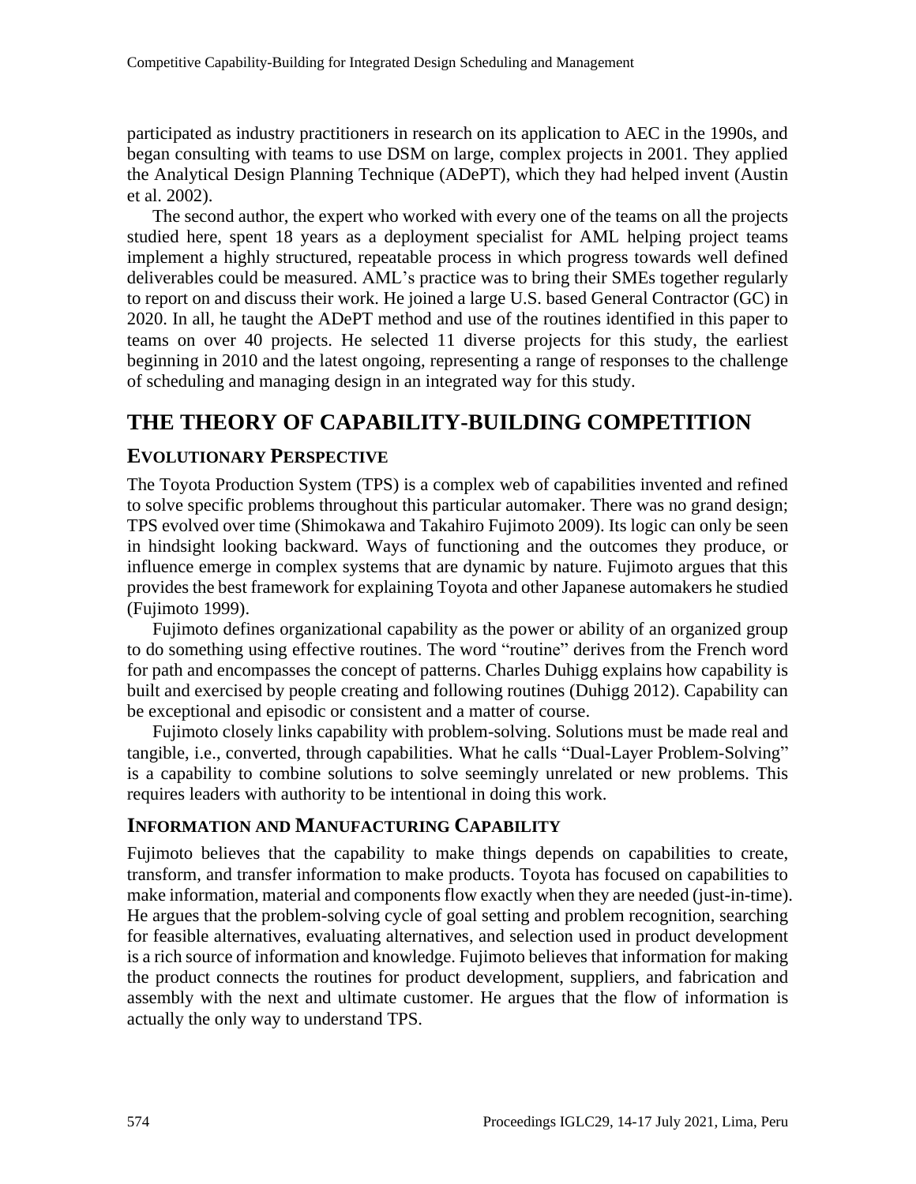participated as industry practitioners in research on its application to AEC in the 1990s, and began consulting with teams to use DSM on large, complex projects in 2001. They applied the Analytical Design Planning Technique (ADePT), which they had helped invent (Austin et al. 2002).

The second author, the expert who worked with every one of the teams on all the projects studied here, spent 18 years as a deployment specialist for AML helping project teams implement a highly structured, repeatable process in which progress towards well defined deliverables could be measured. AML's practice was to bring their SMEs together regularly to report on and discuss their work. He joined a large U.S. based General Contractor (GC) in 2020. In all, he taught the ADePT method and use of the routines identified in this paper to teams on over 40 projects. He selected 11 diverse projects for this study, the earliest beginning in 2010 and the latest ongoing, representing a range of responses to the challenge of scheduling and managing design in an integrated way for this study.

# THE THEORY OF CAPABILITY-BUILDING COMPETITION

## EVOLUTIONARY PERSPECTIVE

The Toyota Production System (TPS) is a complex web of capabilities invented and refined to solve specific problems throughout this particular automaker. There was no grand design; TPS evolved over time (Shimokawa and Takahiro Fujimoto 2009). Its logic can only be seen in hindsight looking backward. Ways of functioning and the outcomes they produce, or influence emerge in complex systems that are dynamic by nature. Fujimoto argues that this provides the best framework for explaining Toyota and other Japanese automakers he studied (Fujimoto 1999).

Fujimoto defines organizational capability as the power or ability of an organized group to do something using effective routines. The word "routine" derives from the French word for path and encompasses the concept of patterns. Charles Duhigg explains how capability is built and exercised by people creating and following routines (Duhigg 2012). Capability can be exceptional and episodic or consistent and a matter of course.

Fujimoto closely links capability with problem-solving. Solutions must be made real and tangible, i.e., converted, through capabilities. What he calls "Dual-Layer Problem-Solving" is a capability to combine solutions to solve seemingly unrelated or new problems. This requires leaders with authority to be intentional in doing this work.

## INFORMATION AND MANUFACTURING CAPABILITY

Fujimoto believes that the capability to make things depends on capabilities to create, transform, and transfer information to make products. Toyota has focused on capabilities to make information, material and components flow exactly when they are needed (just-in-time). He argues that the problem-solving cycle of goal setting and problem recognition, searching for feasible alternatives, evaluating alternatives, and selection used in product development is a rich source of information and knowledge. Fujimoto believes that information for making the product connects the routines for product development, suppliers, and fabrication and assembly with the next and ultimate customer. He argues that the flow of information is actually the only way to understand TPS.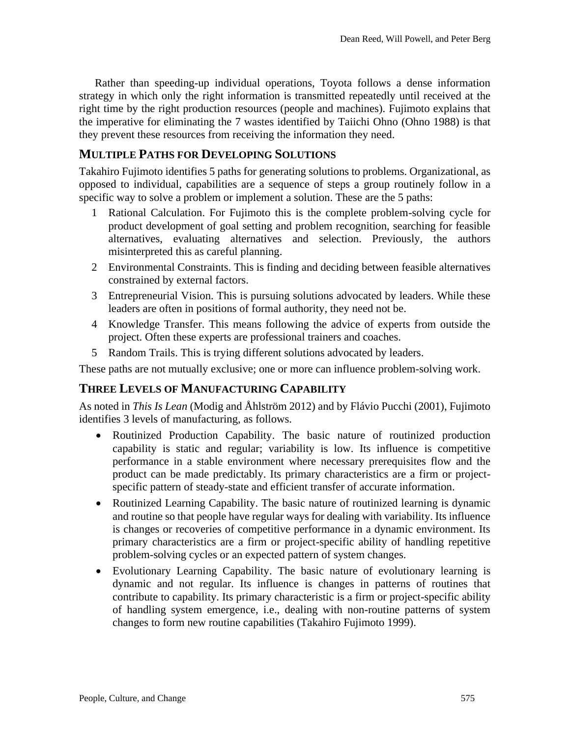Rather than speeding-up individual operations, Toyota follows a dense information strategy in which only the right information is transmitted repeatedly until received at the right time by the right production resources (people and machines). Fujimoto explains that the imperative for eliminating the 7 wastes identified by Taiichi Ohno (Ohno 1988) is that they prevent these resources from receiving the information they need.

## MULTIPLE PATHS FOR DEVELOPING SOLUTIONS

Takahiro Fujimoto identifies 5 paths for generating solutions to problems. Organizational, as opposed to individual, capabilities are a sequence of steps a group routinely follow in a specific way to solve a problem or implement a solution. These are the 5 paths:

1. Rational Calculation. For Fujimoto this is the complete problem-solving cycle for product development of goal setting and problem recognition, searching for feasible alternatives, evaluating alternatives and selection. Previously, the authors misinterpreted this as careful planning.
2. Environmental Constraints. This is finding and deciding between feasible alternatives constrained by external factors.
3. Entrepreneurial Vision. This is pursuing solutions advocated by leaders. While these leaders are often in positions of formal authority, they need not be.
4. Knowledge Transfer. This means following the advice of experts from outside the project. Often these experts are professional trainers and coaches.
5. Random Trails. This is trying different solutions advocated by leaders.

These paths are not mutually exclusive; one or more can influence problem-solving work.

## THREE LEVELS OF MANUFACTURING CAPABILITY

As noted in *This Is Lean* (Modig and Åhlström 2012) and by Flávio Pucchi (2001), Fujimoto identifies 3 levels of manufacturing, as follows.

- Routinized Production Capability. The basic nature of routinized production capability is static and regular; variability is low. Its influence is competitive performance in a stable environment where necessary prerequisites flow and the product can be made predictably. Its primary characteristics are a firm or project-specific pattern of steady-state and efficient transfer of accurate information.
- Routinized Learning Capability. The basic nature of routinized learning is dynamic and routine so that people have regular ways for dealing with variability. Its influence is changes or recoveries of competitive performance in a dynamic environment. Its primary characteristics are a firm or project-specific ability of handling repetitive problem-solving cycles or an expected pattern of system changes.
- Evolutionary Learning Capability. The basic nature of evolutionary learning is dynamic and not regular. Its influence is changes in patterns of routines that contribute to capability. Its primary characteristic is a firm or project-specific ability of handling system emergence, i.e., dealing with non-routine patterns of system changes to form new routine capabilities (Takahiro Fujimoto 1999).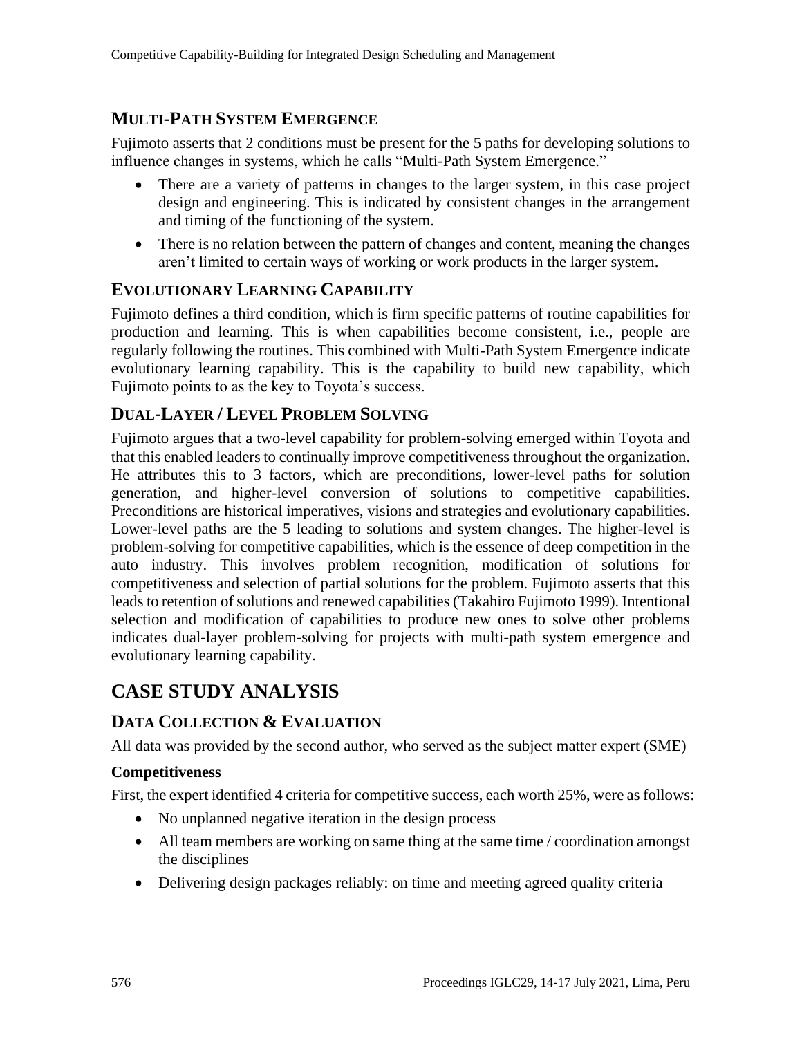## MULTI-PATH SYSTEM EMERGENCE

Fujimoto asserts that 2 conditions must be present for the 5 paths for developing solutions to influence changes in systems, which he calls "Multi-Path System Emergence."

- There are a variety of patterns in changes to the larger system, in this case project design and engineering. This is indicated by consistent changes in the arrangement and timing of the functioning of the system.
- There is no relation between the pattern of changes and content, meaning the changes aren't limited to certain ways of working or work products in the larger system.

## EVOLUTIONARY LEARNING CAPABILITY

Fujimoto defines a third condition, which is firm specific patterns of routine capabilities for production and learning. This is when capabilities become consistent, i.e., people are regularly following the routines. This combined with Multi-Path System Emergence indicate evolutionary learning capability. This is the capability to build new capability, which Fujimoto points to as the key to Toyota's success.

## DUAL-LAYER / LEVEL PROBLEM SOLVING

Fujimoto argues that a two-level capability for problem-solving emerged within Toyota and that this enabled leaders to continually improve competitiveness throughout the organization. He attributes this to 3 factors, which are preconditions, lower-level paths for solution generation, and higher-level conversion of solutions to competitive capabilities. Preconditions are historical imperatives, visions and strategies and evolutionary capabilities. Lower-level paths are the 5 leading to solutions and system changes. The higher-level is problem-solving for competitive capabilities, which is the essence of deep competition in the auto industry. This involves problem recognition, modification of solutions for competitiveness and selection of partial solutions for the problem. Fujimoto asserts that this leads to retention of solutions and renewed capabilities (Takahiro Fujimoto 1999). Intentional selection and modification of capabilities to produce new ones to solve other problems indicates dual-layer problem-solving for projects with multi-path system emergence and evolutionary learning capability.

# CASE STUDY ANALYSIS

## DATA COLLECTION & EVALUATION

All data was provided by the second author, who served as the subject matter expert (SME)

### Competitiveness

First, the expert identified 4 criteria for competitive success, each worth 25%, were as follows:

- No unplanned negative iteration in the design process
- All team members are working on same thing at the same time / coordination amongst the disciplines
- Delivering design packages reliably: on time and meeting agreed quality criteria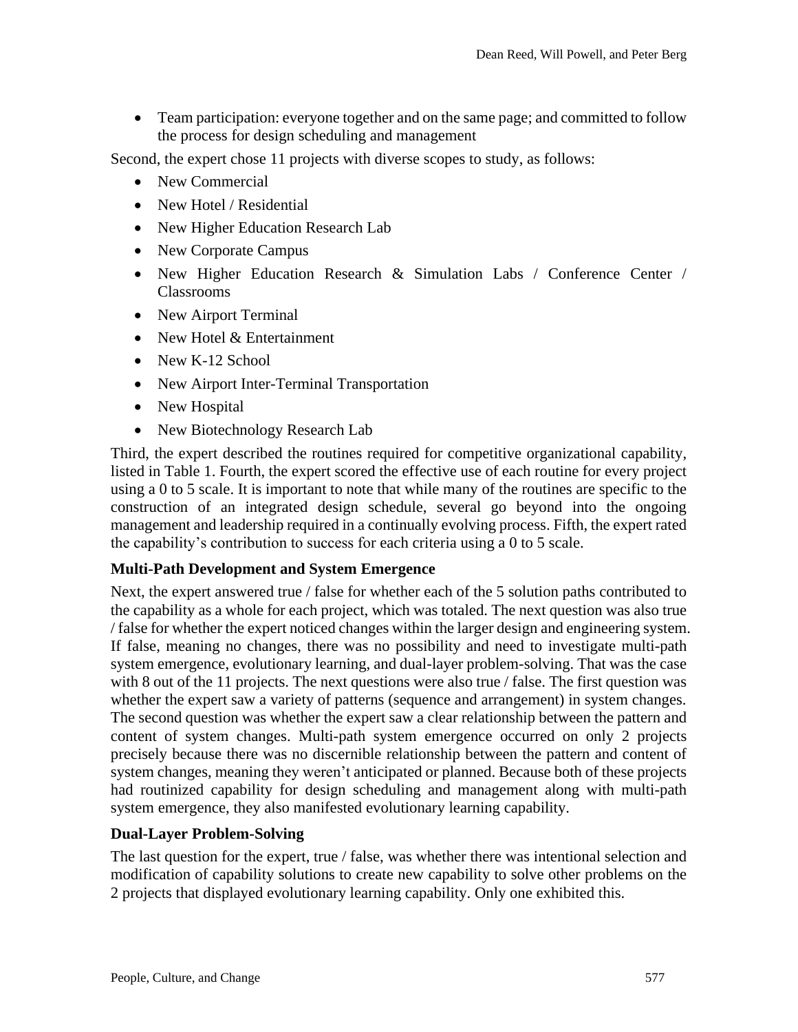- Team participation: everyone together and on the same page; and committed to follow the process for design scheduling and management

Second, the expert chose 11 projects with diverse scopes to study, as follows:

- New Commercial
- New Hotel / Residential
- New Higher Education Research Lab
- New Corporate Campus
- New Higher Education Research & Simulation Labs / Conference Center / Classrooms
- New Airport Terminal
- New Hotel & Entertainment
- New K-12 School
- New Airport Inter-Terminal Transportation
- New Hospital
- New Biotechnology Research Lab

Third, the expert described the routines required for competitive organizational capability, listed in Table 1. Fourth, the expert scored the effective use of each routine for every project using a 0 to 5 scale. It is important to note that while many of the routines are specific to the construction of an integrated design schedule, several go beyond into the ongoing management and leadership required in a continually evolving process. Fifth, the expert rated the capability's contribution to success for each criteria using a 0 to 5 scale.

**Multi-Path Development and System Emergence**

Next, the expert answered true / false for whether each of the 5 solution paths contributed to the capability as a whole for each project, which was totaled. The next question was also true / false for whether the expert noticed changes within the larger design and engineering system. If false, meaning no changes, there was no possibility and need to investigate multi-path system emergence, evolutionary learning, and dual-layer problem-solving. That was the case with 8 out of the 11 projects. The next questions were also true / false. The first question was whether the expert saw a variety of patterns (sequence and arrangement) in system changes. The second question was whether the expert saw a clear relationship between the pattern and content of system changes. Multi-path system emergence occurred on only 2 projects precisely because there was no discernible relationship between the pattern and content of system changes, meaning they weren't anticipated or planned. Because both of these projects had routinized capability for design scheduling and management along with multi-path system emergence, they also manifested evolutionary learning capability.

**Dual-Layer Problem-Solving**

The last question for the expert, true / false, was whether there was intentional selection and modification of capability solutions to create new capability to solve other problems on the 2 projects that displayed evolutionary learning capability. Only one exhibited this.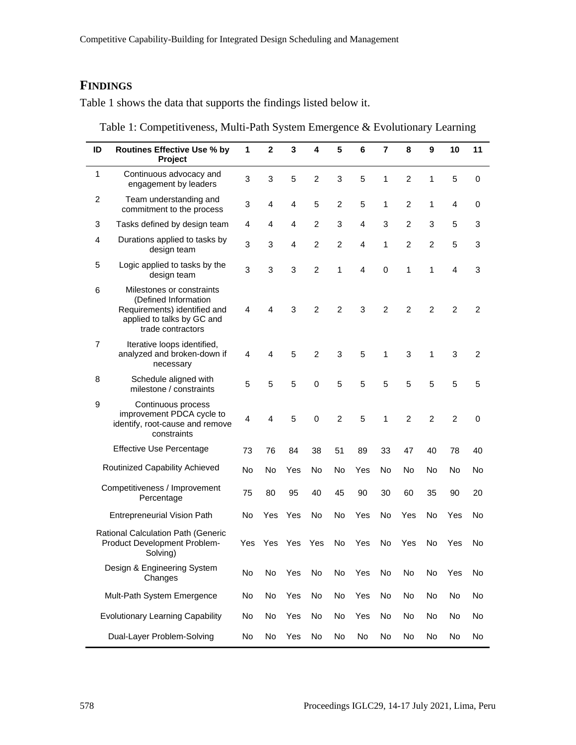## FINDINGS

Table 1 shows the data that supports the findings listed below it.

Table 1: Competitiveness, Multi-Path System Emergence & Evolutionary Learning

| ID | Routines Effective Use % by Project | 1 | 2 | 3 | 4 | 5 | 6 | 7 | 8 | 9 | 10 | 11 |
|---|---|---|---|---|---|---|---|---|---|---|---|---|
| 1 | Continuous advocacy and engagement by leaders | 3 | 3 | 5 | 2 | 3 | 5 | 1 | 2 | 1 | 5 | 0 |
| 2 | Team understanding and commitment to the process | 3 | 4 | 4 | 5 | 2 | 5 | 1 | 2 | 1 | 4 | 0 |
| 3 | Tasks defined by design team | 4 | 4 | 4 | 2 | 3 | 4 | 3 | 2 | 3 | 5 | 3 |
| 4 | Durations applied to tasks by design team | 3 | 3 | 4 | 2 | 2 | 4 | 1 | 2 | 2 | 5 | 3 |
| 5 | Logic applied to tasks by the design team | 3 | 3 | 3 | 2 | 1 | 4 | 0 | 1 | 1 | 4 | 3 |
| 6 | Milestones or constraints (Defined Information Requirements) identified and applied to talks by GC and trade contractors | 4 | 4 | 3 | 2 | 2 | 3 | 2 | 2 | 2 | 2 | 2 |
| 7 | Iterative loops identified, analyzed and broken-down if necessary | 4 | 4 | 5 | 2 | 3 | 5 | 1 | 3 | 1 | 3 | 2 |
| 8 | Schedule aligned with milestone / constraints | 5 | 5 | 5 | 0 | 5 | 5 | 5 | 5 | 5 | 5 | 5 |
| 9 | Continuous process improvement PDCA cycle to identify, root-cause and remove constraints | 4 | 4 | 5 | 0 | 2 | 5 | 1 | 2 | 2 | 2 | 0 |
| | Effective Use Percentage | 73 | 76 | 84 | 38 | 51 | 89 | 33 | 47 | 40 | 78 | 40 |
| | Routinized Capability Achieved | No | No | Yes | No | No | Yes | No | No | No | No | No |
| | Competitiveness / Improvement Percentage | 75 | 80 | 95 | 40 | 45 | 90 | 30 | 60 | 35 | 90 | 20 |
| | Entrepreneurial Vision Path | No | Yes | Yes | No | No | Yes | No | Yes | No | Yes | No |
| | Rational Calculation Path (Generic Product Development Problem-Solving) | Yes | Yes | Yes | Yes | No | Yes | No | Yes | No | Yes | No |
| | Design & Engineering System Changes | No | No | Yes | No | No | Yes | No | No | No | Yes | No |
| | Mult-Path System Emergence | No | No | Yes | No | No | Yes | No | No | No | No | No |
| | Evolutionary Learning Capability | No | No | Yes | No | No | Yes | No | No | No | No | No |
| | Dual-Layer Problem-Solving | No | No | Yes | No | No | No | No | No | No | No | No |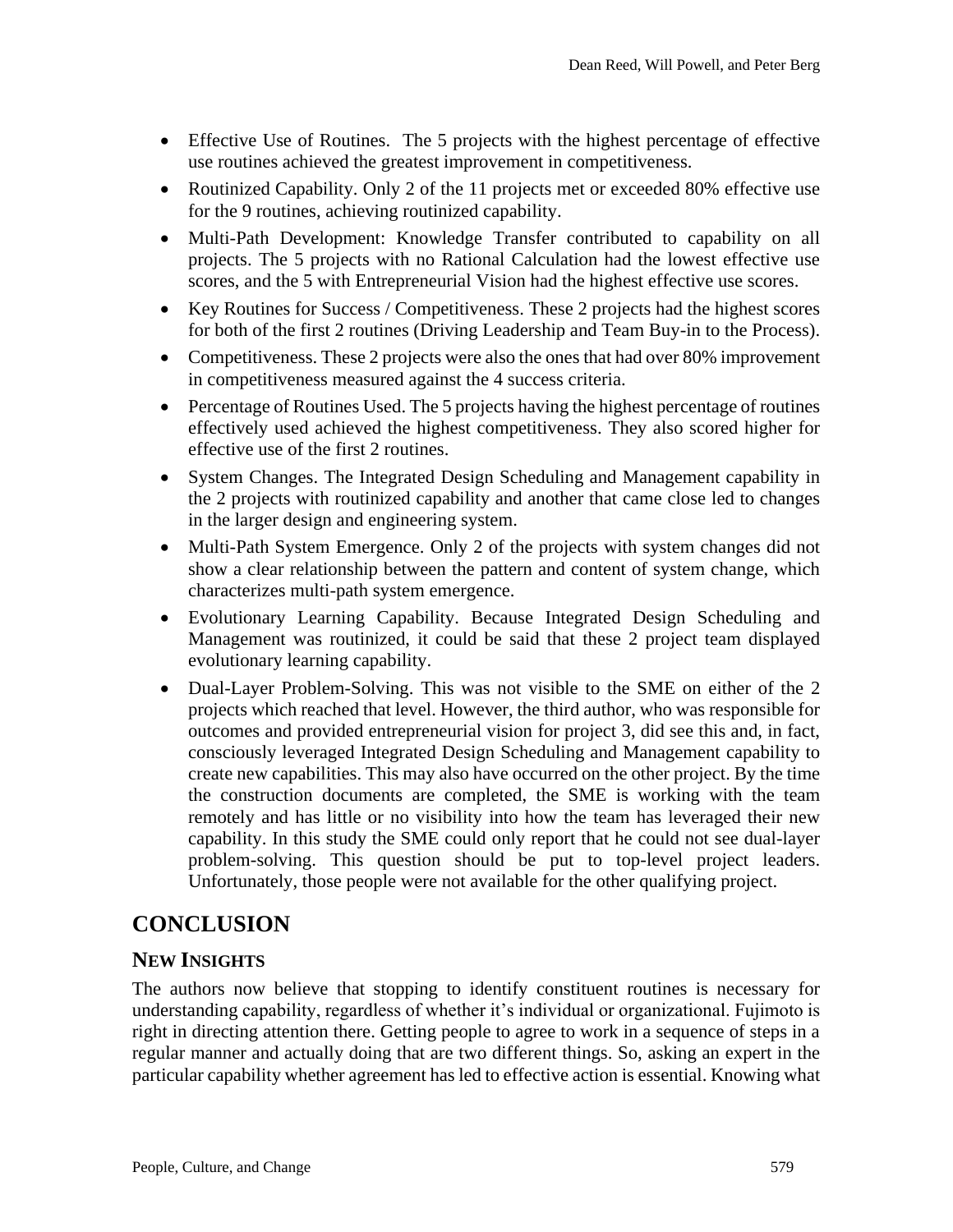- Effective Use of Routines. The 5 projects with the highest percentage of effective use routines achieved the greatest improvement in competitiveness.
- Routinized Capability. Only 2 of the 11 projects met or exceeded 80% effective use for the 9 routines, achieving routinized capability.
- Multi-Path Development: Knowledge Transfer contributed to capability on all projects. The 5 projects with no Rational Calculation had the lowest effective use scores, and the 5 with Entrepreneurial Vision had the highest effective use scores.
- Key Routines for Success / Competitiveness. These 2 projects had the highest scores for both of the first 2 routines (Driving Leadership and Team Buy-in to the Process).
- Competitiveness. These 2 projects were also the ones that had over 80% improvement in competitiveness measured against the 4 success criteria.
- Percentage of Routines Used. The 5 projects having the highest percentage of routines effectively used achieved the highest competitiveness. They also scored higher for effective use of the first 2 routines.
- System Changes. The Integrated Design Scheduling and Management capability in the 2 projects with routinized capability and another that came close led to changes in the larger design and engineering system.
- Multi-Path System Emergence. Only 2 of the projects with system changes did not show a clear relationship between the pattern and content of system change, which characterizes multi-path system emergence.
- Evolutionary Learning Capability. Because Integrated Design Scheduling and Management was routinized, it could be said that these 2 project team displayed evolutionary learning capability.
- Dual-Layer Problem-Solving. This was not visible to the SME on either of the 2 projects which reached that level. However, the third author, who was responsible for outcomes and provided entrepreneurial vision for project 3, did see this and, in fact, consciously leveraged Integrated Design Scheduling and Management capability to create new capabilities. This may also have occurred on the other project. By the time the construction documents are completed, the SME is working with the team remotely and has little or no visibility into how the team has leveraged their new capability. In this study the SME could only report that he could not see dual-layer problem-solving. This question should be put to top-level project leaders. Unfortunately, those people were not available for the other qualifying project.

# CONCLUSION

## NEW INSIGHTS

The authors now believe that stopping to identify constituent routines is necessary for understanding capability, regardless of whether it's individual or organizational. Fujimoto is right in directing attention there. Getting people to agree to work in a sequence of steps in a regular manner and actually doing that are two different things. So, asking an expert in the particular capability whether agreement has led to effective action is essential. Knowing what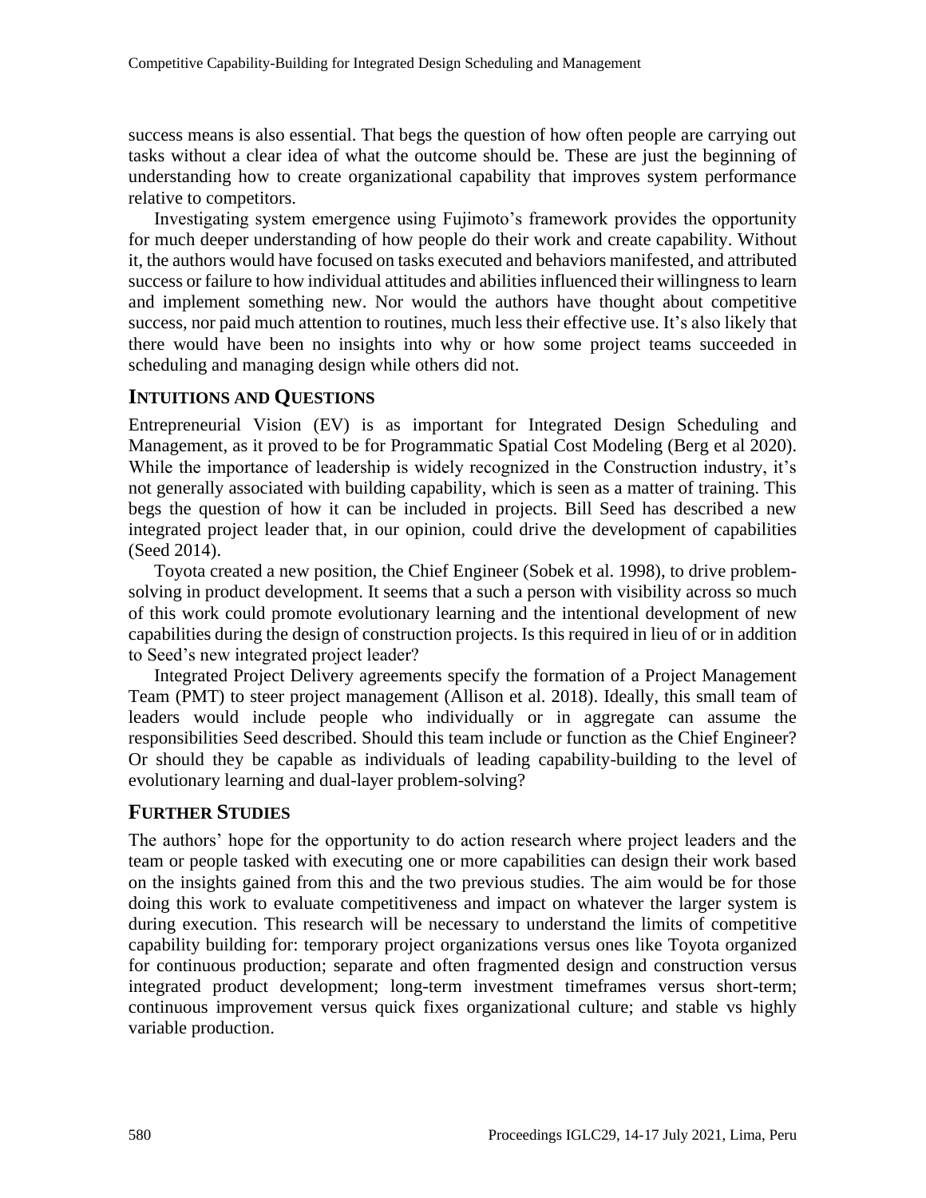success means is also essential. That begs the question of how often people are carrying out tasks without a clear idea of what the outcome should be. These are just the beginning of understanding how to create organizational capability that improves system performance relative to competitors.

Investigating system emergence using Fujimoto's framework provides the opportunity for much deeper understanding of how people do their work and create capability. Without it, the authors would have focused on tasks executed and behaviors manifested, and attributed success or failure to how individual attitudes and abilities influenced their willingness to learn and implement something new. Nor would the authors have thought about competitive success, nor paid much attention to routines, much less their effective use. It's also likely that there would have been no insights into why or how some project teams succeeded in scheduling and managing design while others did not.

## INTUITIONS AND QUESTIONS

Entrepreneurial Vision (EV) is as important for Integrated Design Scheduling and Management, as it proved to be for Programmatic Spatial Cost Modeling (Berg et al 2020). While the importance of leadership is widely recognized in the Construction industry, it's not generally associated with building capability, which is seen as a matter of training. This begs the question of how it can be included in projects. Bill Seed has described a new integrated project leader that, in our opinion, could drive the development of capabilities (Seed 2014).

Toyota created a new position, the Chief Engineer (Sobek et al. 1998), to drive problem-solving in product development. It seems that a such a person with visibility across so much of this work could promote evolutionary learning and the intentional development of new capabilities during the design of construction projects. Is this required in lieu of or in addition to Seed's new integrated project leader?

Integrated Project Delivery agreements specify the formation of a Project Management Team (PMT) to steer project management (Allison et al. 2018). Ideally, this small team of leaders would include people who individually or in aggregate can assume the responsibilities Seed described. Should this team include or function as the Chief Engineer? Or should they be capable as individuals of leading capability-building to the level of evolutionary learning and dual-layer problem-solving?

## FURTHER STUDIES

The authors' hope for the opportunity to do action research where project leaders and the team or people tasked with executing one or more capabilities can design their work based on the insights gained from this and the two previous studies. The aim would be for those doing this work to evaluate competitiveness and impact on whatever the larger system is during execution. This research will be necessary to understand the limits of competitive capability building for: temporary project organizations versus ones like Toyota organized for continuous production; separate and often fragmented design and construction versus integrated product development; long-term investment timeframes versus short-term; continuous improvement versus quick fixes organizational culture; and stable vs highly variable production.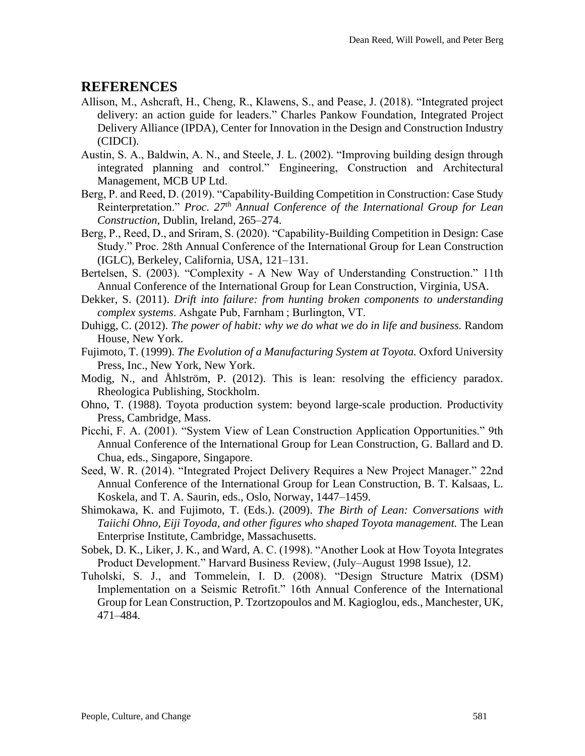## REFERENCES

Allison, M., Ashcraft, H., Cheng, R., Klawens, S., and Pease, J. (2018). "Integrated project delivery: an action guide for leaders." Charles Pankow Foundation, Integrated Project Delivery Alliance (IPDA), Center for Innovation in the Design and Construction Industry (CIDCI).

Austin, S. A., Baldwin, A. N., and Steele, J. L. (2002). "Improving building design through integrated planning and control." Engineering, Construction and Architectural Management, MCB UP Ltd.

Berg, P. and Reed, D. (2019). "Capability-Building Competition in Construction: Case Study Reinterpretation." *Proc. 27th Annual Conference of the International Group for Lean Construction*, Dublin, Ireland, 265–274.

Berg, P., Reed, D., and Sriram, S. (2020). "Capability-Building Competition in Design: Case Study." Proc. 28th Annual Conference of the International Group for Lean Construction (IGLC), Berkeley, California, USA, 121–131.

Bertelsen, S. (2003). "Complexity - A New Way of Understanding Construction." 11th Annual Conference of the International Group for Lean Construction, Virginia, USA.

Dekker, S. (2011). *Drift into failure: from hunting broken components to understanding complex systems*. Ashgate Pub, Farnham ; Burlington, VT.

Duhigg, C. (2012). *The power of habit: why we do what we do in life and business.* Random House, New York.

Fujimoto, T. (1999). *The Evolution of a Manufacturing System at Toyota.* Oxford University Press, Inc., New York, New York.

Modig, N., and Åhlström, P. (2012). This is lean: resolving the efficiency paradox. Rheologica Publishing, Stockholm.

Ohno, T. (1988). Toyota production system: beyond large-scale production. Productivity Press, Cambridge, Mass.

Picchi, F. A. (2001). "System View of Lean Construction Application Opportunities." 9th Annual Conference of the International Group for Lean Construction, G. Ballard and D. Chua, eds., Singapore, Singapore.

Seed, W. R. (2014). "Integrated Project Delivery Requires a New Project Manager." 22nd Annual Conference of the International Group for Lean Construction, B. T. Kalsaas, L. Koskela, and T. A. Saurin, eds., Oslo, Norway, 1447–1459.

Shimokawa, K. and Fujimoto, T. (Eds.). (2009). *The Birth of Lean: Conversations with Taiichi Ohno, Eiji Toyoda, and other figures who shaped Toyota management.* The Lean Enterprise Institute, Cambridge, Massachusetts.

Sobek, D. K., Liker, J. K., and Ward, A. C. (1998). "Another Look at How Toyota Integrates Product Development." Harvard Business Review, (July–August 1998 Issue), 12.

Tuholski, S. J., and Tommelein, I. D. (2008). "Design Structure Matrix (DSM) Implementation on a Seismic Retrofit." 16th Annual Conference of the International Group for Lean Construction, P. Tzortzopoulos and M. Kagioglou, eds., Manchester, UK, 471–484.